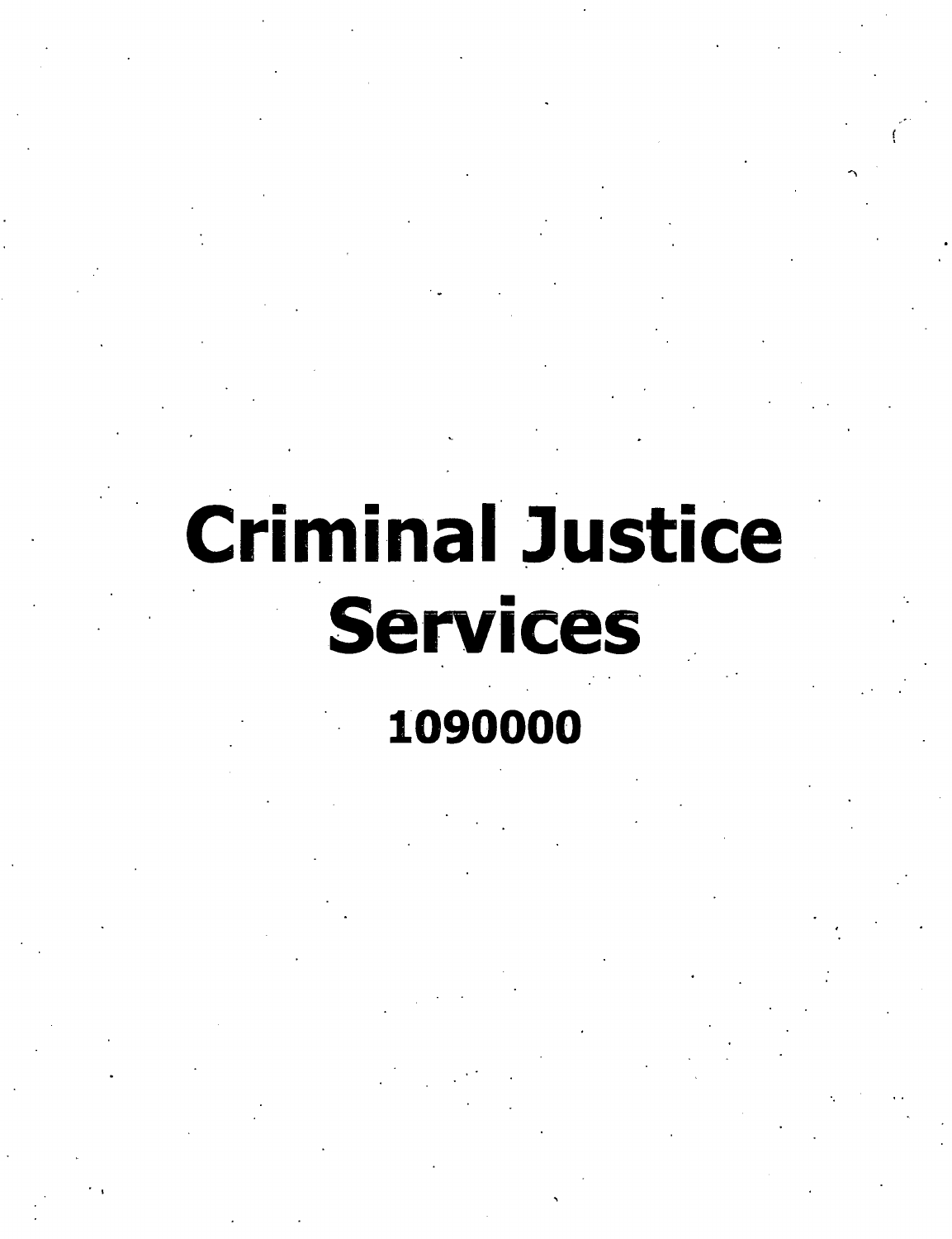# Criminal Justice Services

**1090000**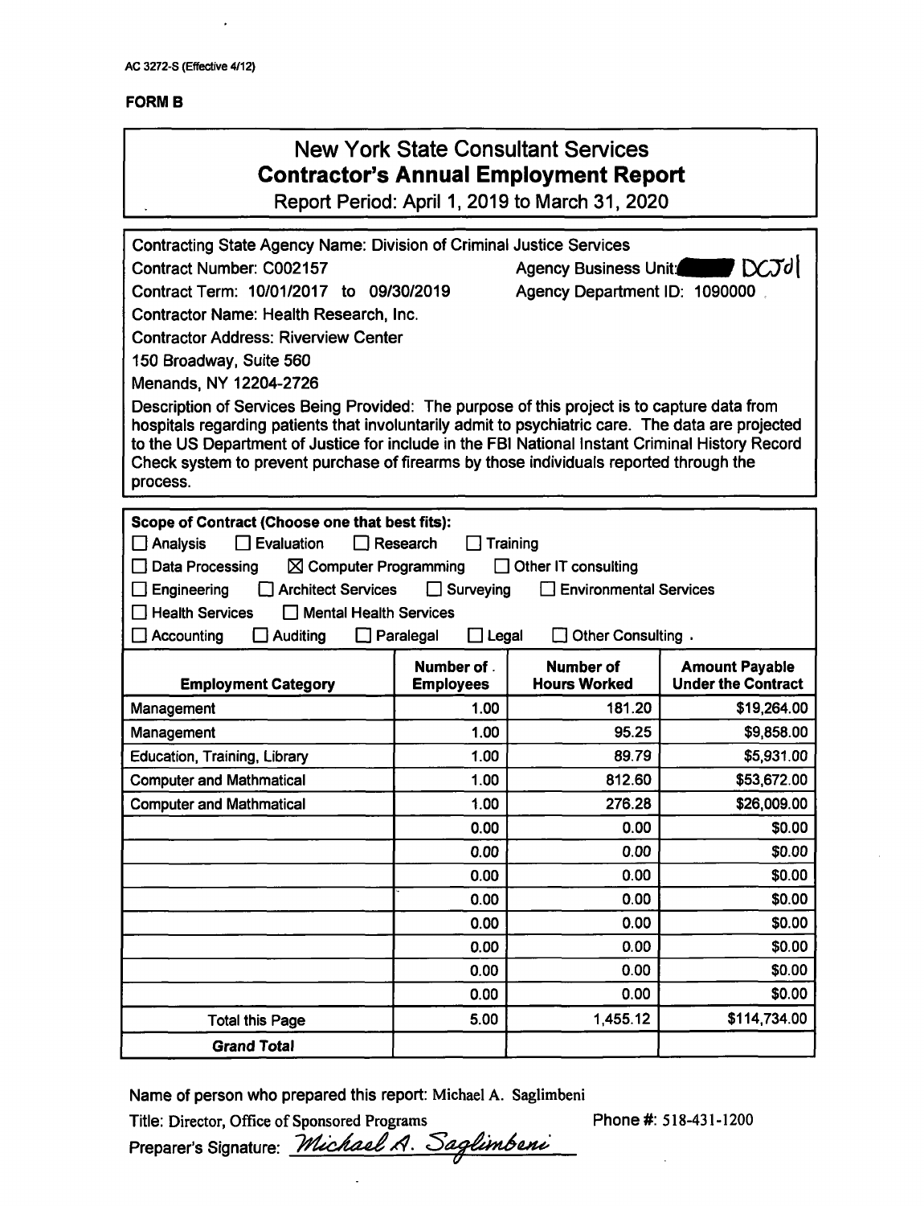AC 3272-S (Effective 4/12)

**FORM B**

# New York State Consultant Services
## Contractor's Annual Employment Report

Report Period: April 1, 2019 to March 31, 2020

Contracting State Agency Name: Division of Criminal Justice Services

Contract Number: C002157 Agency Business Unit: DCJ01

Contract Term: 10/01/2017 to 09/30/2019 Agency Department ID: 1090000

Contractor Name: Health Research, Inc.

Contractor Address: Riverview Center

150 Broadway, Suite 560

Menands, NY 12204-2726

Description of Services Being Provided: The purpose of this project is to capture data from hospitals regarding patients that involuntarily admit to psychiatric care. The data are projected to the US Department of Justice for include in the FBI National Instant Criminal History Record Check system to prevent purchase of firearms by those individuals reported through the process.

**Scope of Contract (Choose one that best fits):**

☐ Analysis ☐ Evaluation ☐ Research ☐ Training

☐ Data Processing ☒ Computer Programming ☐ Other IT consulting

☐ Engineering ☐ Architect Services ☐ Surveying ☐ Environmental Services

☐ Health Services ☐ Mental Health Services

☐ Accounting ☐ Auditing ☐ Paralegal ☐ Legal ☐ Other Consulting

| Employment Category | Number of Employees | Number of Hours Worked | Amount Payable Under the Contract |
|---|---|---|---|
| Management | 1.00 | 181.20 | $19,264.00 |
| Management | 1.00 | 95.25 | $9,858.00 |
| Education, Training, Library | 1.00 | 89.79 | $5,931.00 |
| Computer and Mathmatical | 1.00 | 812.60 | $53,672.00 |
| Computer and Mathmatical | 1.00 | 276.28 | $26,009.00 |
| | 0.00 | 0.00 | $0.00 |
| | 0.00 | 0.00 | $0.00 |
| | 0.00 | 0.00 | $0.00 |
| | 0.00 | 0.00 | $0.00 |
| | 0.00 | 0.00 | $0.00 |
| | 0.00 | 0.00 | $0.00 |
| | 0.00 | 0.00 | $0.00 |
| | 0.00 | 0.00 | $0.00 |
| Total this Page | 5.00 | 1,455.12 | $114,734.00 |
| **Grand Total** | | | |

Name of person who prepared this report: Michael A. Saglimbeni

Title: Director, Office of Sponsored Programs Phone #: 518-431-1200

Preparer's Signature: *Michael A. Saglimbeni*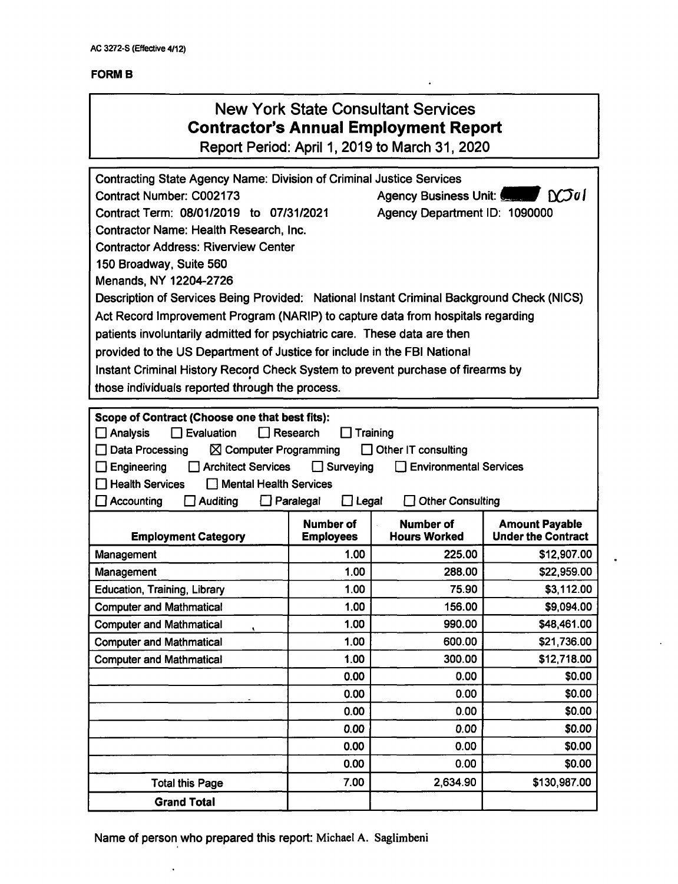AC 3272-S (Effective 4/12)

**FORM B**

# New York State Consultant Services
## Contractor's Annual Employment Report
Report Period: April 1, 2019 to March 31, 2020

Contracting State Agency Name: Division of Criminal Justice Services
Contract Number: C002173 Agency Business Unit: DCJ01
Contract Term: 08/01/2019 to 07/31/2021 Agency Department ID: 1090000
Contractor Name: Health Research, Inc.
Contractor Address: Riverview Center
150 Broadway, Suite 560
Menands, NY 12204-2726
Description of Services Being Provided: National Instant Criminal Background Check (NICS) Act Record Improvement Program (NARIP) to capture data from hospitals regarding patients involuntarily admitted for psychiatric care. These data are then provided to the US Department of Justice for include in the FBI National Instant Criminal History Record Check System to prevent purchase of firearms by those individuals reported through the process.

**Scope of Contract (Choose one that best fits):**

- ☐ Analysis ☐ Evaluation ☐ Research ☐ Training
- ☐ Data Processing ☒ Computer Programming ☐ Other IT consulting
- ☐ Engineering ☐ Architect Services ☐ Surveying ☐ Environmental Services
- ☐ Health Services ☐ Mental Health Services
- ☐ Accounting ☐ Auditing ☐ Paralegal ☐ Legal ☐ Other Consulting

| Employment Category | Number of Employees | Number of Hours Worked | Amount Payable Under the Contract |
|---|---|---|---|
| Management | 1.00 | 225.00 | $12,907.00 |
| Management | 1.00 | 288.00 | $22,959.00 |
| Education, Training, Library | 1.00 | 75.90 | $3,112.00 |
| Computer and Mathmatical | 1.00 | 156.00 | $9,094.00 |
| Computer and Mathmatical | 1.00 | 990.00 | $48,461.00 |
| Computer and Mathmatical | 1.00 | 600.00 | $21,736.00 |
| Computer and Mathmatical | 1.00 | 300.00 | $12,718.00 |
| | 0.00 | 0.00 | $0.00 |
| | 0.00 | 0.00 | $0.00 |
| | 0.00 | 0.00 | $0.00 |
| | 0.00 | 0.00 | $0.00 |
| | 0.00 | 0.00 | $0.00 |
| | 0.00 | 0.00 | $0.00 |
| Total this Page | 7.00 | 2,634.90 | $130,987.00 |
| Grand Total | | | |

Name of person who prepared this report: Michael A. Saglimbeni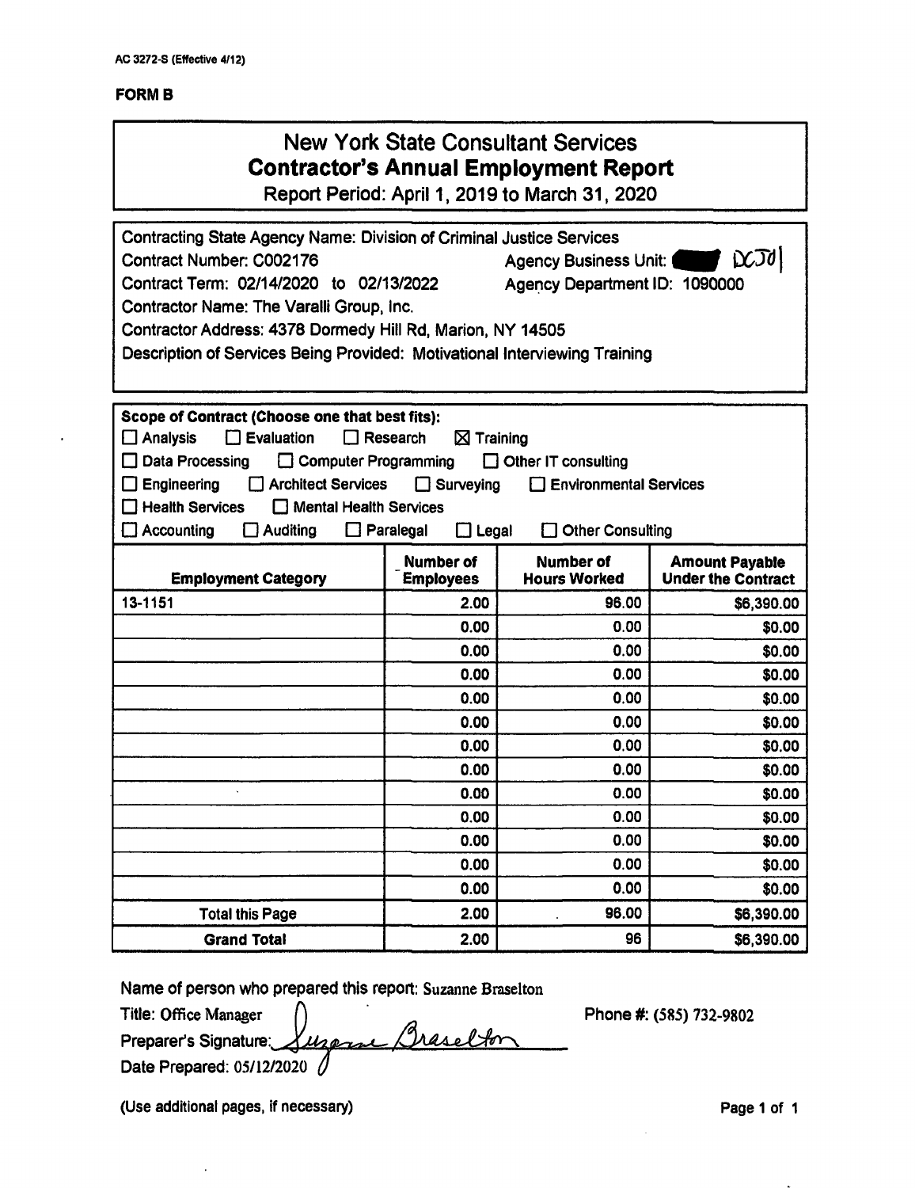AC 3272-S (Effective 4/12)

**FORM B**

# New York State Consultant Services
## Contractor's Annual Employment Report
Report Period: April 1, 2019 to March 31, 2020

Contracting State Agency Name: Division of Criminal Justice Services
Contract Number: C002176 Agency Business Unit: DCJ01
Contract Term: 02/14/2020 to 02/13/2022 Agency Department ID: 1090000
Contractor Name: The Varalli Group, Inc.
Contractor Address: 4378 Dormedy Hill Rd, Marion, NY 14505
Description of Services Being Provided: Motivational Interviewing Training

**Scope of Contract (Choose one that best fits):**

☐ Analysis ☐ Evaluation ☐ Research ☒ Training
☐ Data Processing ☐ Computer Programming ☐ Other IT consulting
☐ Engineering ☐ Architect Services ☐ Surveying ☐ Environmental Services
☐ Health Services ☐ Mental Health Services
☐ Accounting ☐ Auditing ☐ Paralegal ☐ Legal ☐ Other Consulting

| Employment Category | Number of Employees | Number of Hours Worked | Amount Payable Under the Contract |
|---|---|---|---|
| 13-1151 | 2.00 | 96.00 | $6,390.00 |
| | 0.00 | 0.00 | $0.00 |
| | 0.00 | 0.00 | $0.00 |
| | 0.00 | 0.00 | $0.00 |
| | 0.00 | 0.00 | $0.00 |
| | 0.00 | 0.00 | $0.00 |
| | 0.00 | 0.00 | $0.00 |
| | 0.00 | 0.00 | $0.00 |
| | 0.00 | 0.00 | $0.00 |
| | 0.00 | 0.00 | $0.00 |
| | 0.00 | 0.00 | $0.00 |
| | 0.00 | 0.00 | $0.00 |
| | 0.00 | 0.00 | $0.00 |
| Total this Page | 2.00 | 96.00 | $6,390.00 |
| **Grand Total** | 2.00 | 96 | $6,390.00 |

Name of person who prepared this report: Suzanne Braselton
Title: Office Manager Phone #: (585) 732-9802
Preparer's Signature: Suzanne Braselton
Date Prepared: 05/12/2020

(Use additional pages, if necessary)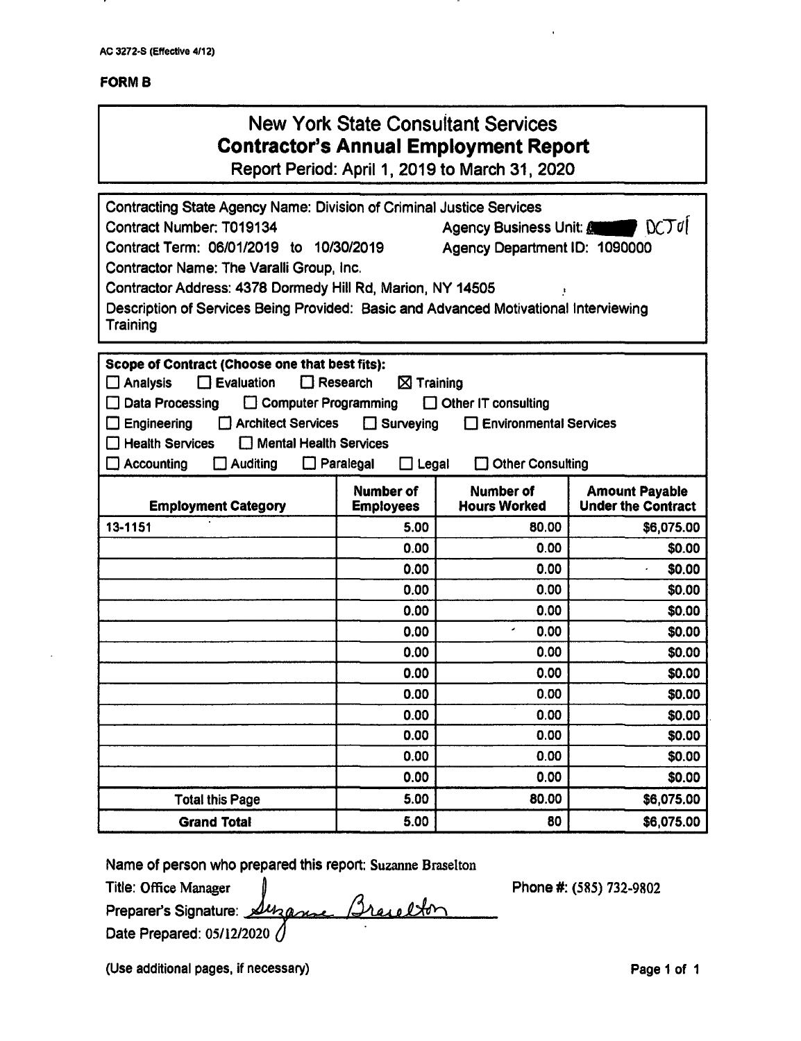AC 3272-S (Effective 4/12)

**FORM B**

# New York State Consultant Services
## Contractor's Annual Employment Report

Report Period: April 1, 2019 to March 31, 2020

Contracting State Agency Name: Division of Criminal Justice Services

Contract Number: T019134 Agency Business Unit: DCJ01

Contract Term: 06/01/2019 to 10/30/2019 Agency Department ID: 1090000

Contractor Name: The Varalli Group, Inc.

Contractor Address: 4378 Dormedy Hill Rd, Marion, NY 14505

Description of Services Being Provided: Basic and Advanced Motivational Interviewing Training

**Scope of Contract (Choose one that best fits):**

☐ Analysis ☐ Evaluation ☐ Research ☒ Training
☐ Data Processing ☐ Computer Programming ☐ Other IT consulting
☐ Engineering ☐ Architect Services ☐ Surveying ☐ Environmental Services
☐ Health Services ☐ Mental Health Services
☐ Accounting ☐ Auditing ☐ Paralegal ☐ Legal ☐ Other Consulting

| Employment Category | Number of Employees | Number of Hours Worked | Amount Payable Under the Contract |
|---|---|---|---|
| 13-1151 | 5.00 | 80.00 | $6,075.00 |
| | 0.00 | 0.00 | $0.00 |
| | 0.00 | 0.00 | $0.00 |
| | 0.00 | 0.00 | $0.00 |
| | 0.00 | 0.00 | $0.00 |
| | 0.00 | 0.00 | $0.00 |
| | 0.00 | 0.00 | $0.00 |
| | 0.00 | 0.00 | $0.00 |
| | 0.00 | 0.00 | $0.00 |
| | 0.00 | 0.00 | $0.00 |
| | 0.00 | 0.00 | $0.00 |
| | 0.00 | 0.00 | $0.00 |
| | 0.00 | 0.00 | $0.00 |
| Total this Page | 5.00 | 80.00 | $6,075.00 |
| **Grand Total** | 5.00 | 80 | $6,075.00 |

Name of person who prepared this report: Suzanne Braselton

Title: Office Manager Phone #: (585) 732-9802

Preparer's Signature: Suzanne Braselton

Date Prepared: 05/12/2020

(Use additional pages, if necessary)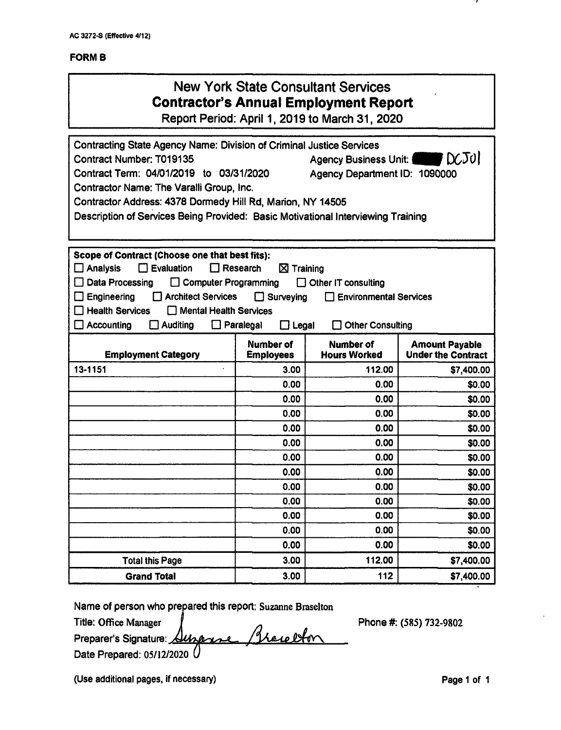AC 3272-S (Effective 4/12)

**FORM B**

# New York State Consultant Services
## Contractor's Annual Employment Report
Report Period: April 1, 2019 to March 31, 2020

Contracting State Agency Name: Division of Criminal Justice Services
Contract Number: T019135 Agency Business Unit: DCJ01
Contract Term: 04/01/2019 to 03/31/2020 Agency Department ID: 1090000
Contractor Name: The Varalli Group, Inc.
Contractor Address: 4378 Dormedy Hill Rd, Marion, NY 14505
Description of Services Being Provided: Basic Motivational Interviewing Training

**Scope of Contract (Choose one that best fits):**

☐ Analysis ☐ Evaluation ☐ Research ☒ Training
☐ Data Processing ☐ Computer Programming ☐ Other IT consulting
☐ Engineering ☐ Architect Services ☐ Surveying ☐ Environmental Services
☐ Health Services ☐ Mental Health Services
☐ Accounting ☐ Auditing ☐ Paralegal ☐ Legal ☐ Other Consulting

| Employment Category | Number of Employees | Number of Hours Worked | Amount Payable Under the Contract |
|---|---|---|---|
| 13-1151 | 3.00 | 112.00 | $7,400.00 |
| | 0.00 | 0.00 | $0.00 |
| | 0.00 | 0.00 | $0.00 |
| | 0.00 | 0.00 | $0.00 |
| | 0.00 | 0.00 | $0.00 |
| | 0.00 | 0.00 | $0.00 |
| | 0.00 | 0.00 | $0.00 |
| | 0.00 | 0.00 | $0.00 |
| | 0.00 | 0.00 | $0.00 |
| | 0.00 | 0.00 | $0.00 |
| | 0.00 | 0.00 | $0.00 |
| | 0.00 | 0.00 | $0.00 |
| | 0.00 | 0.00 | $0.00 |
| Total this Page | 3.00 | 112.00 | $7,400.00 |
| **Grand Total** | 3.00 | 112 | $7,400.00 |

Name of person who prepared this report: Suzanne Braselton
Title: Office Manager Phone #: (585) 732-9802
Preparer's Signature: Suzanne Braselton
Date Prepared: 05/12/2020

(Use additional pages, if necessary)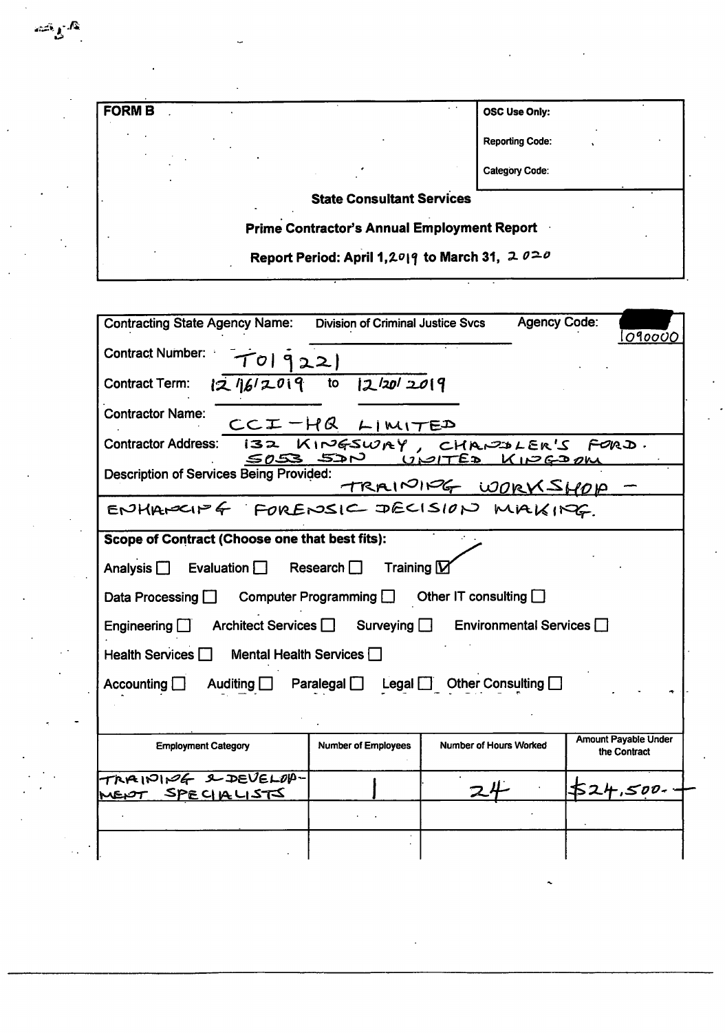| FORM B | OSC Use Only: |
|---|---|
| | Reporting Code: |
| | Category Code: |

**State Consultant Services**

**Prime Contractor's Annual Employment Report**

**Report Period: April 1, 2019 to March 31, 2020**

Contracting State Agency Name: Division of Criminal Justice Svcs Agency Code: 090000

Contract Number: T019221

Contract Term: 12/16/2019 to 12/20/2019

Contractor Name: CCI-HQ LIMITED

Contractor Address: 132 KINGSWAY, CHANDLER'S FORD. SO53 5DN UNITED KINGDOM

Description of Services Being Provided: TRAINING WORKSHOP – ENHANCING FORENSIC DECISION MAKING.

**Scope of Contract (Choose one that best fits):**

Analysis ☐ Evaluation ☐ Research ☐ Training ☑

Data Processing ☐ Computer Programming ☐ Other IT consulting ☐

Engineering ☐ Architect Services ☐ Surveying ☐ Environmental Services ☐

Health Services ☐ Mental Health Services ☐

Accounting ☐ Auditing ☐ Paralegal ☐ Legal ☐ Other Consulting ☐

| Employment Category | Number of Employees | Number of Hours Worked | Amount Payable Under the Contract |
|---|---|---|---|
| TRAINING & DEVELOPMENT SPECIALISTS | 1 | 24 | $24,500.– |
| | | | |
| | | | |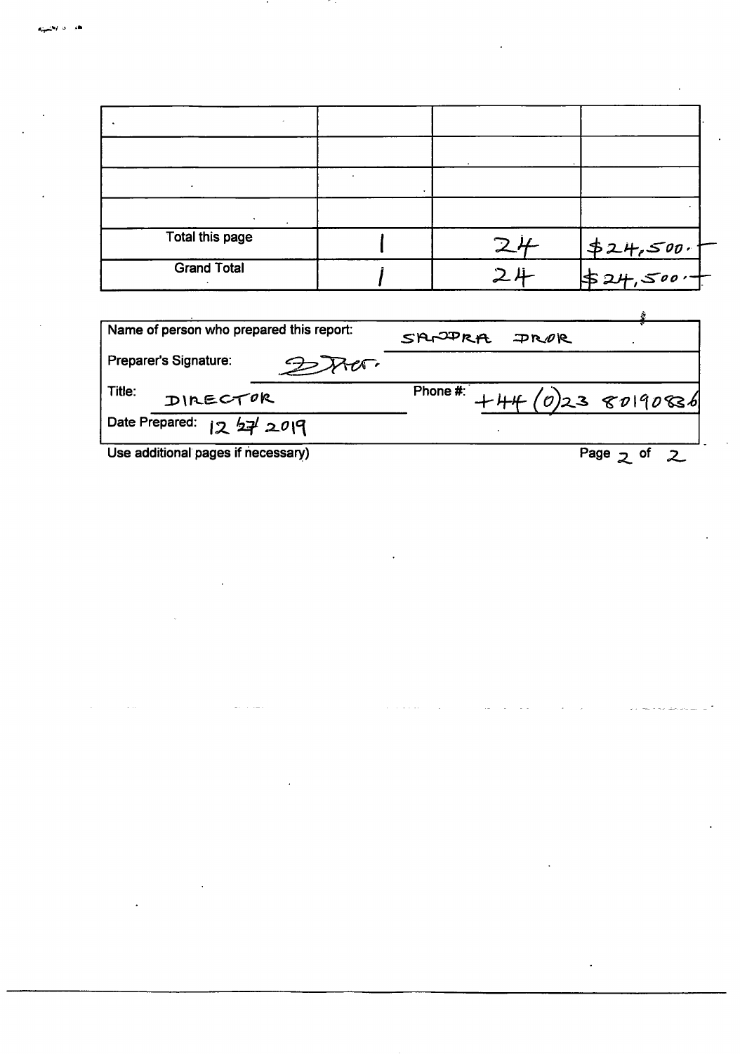| | | | |
|---|---|---|---|
| | | | |
| | | | |
| | | | |
| | | | |
| Total this page | 1 | 24 | $24,500.- |
| Grand Total | 1 | 24 | $24,500.- |

| | |
|---|---|
| Name of person who prepared this report: | SANDRA DROR |
| Preparer's Signature: | D Dror. |
| Title: DIRECTOR | Phone #: +44 (0)23 80190836 |
| Date Prepared: 12 27 2019 | |

Use additional pages if necessary)